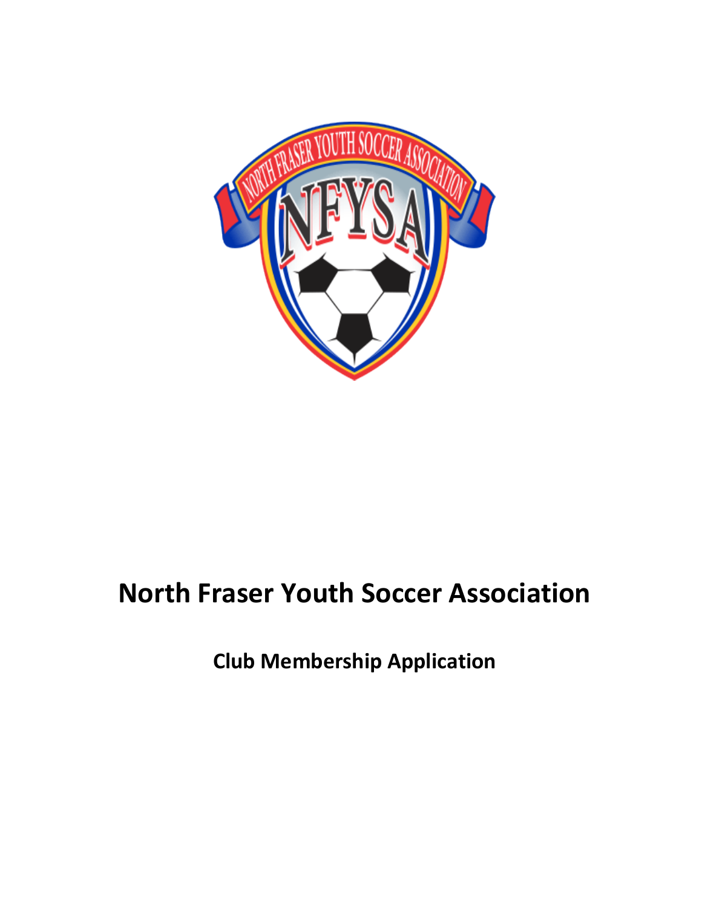# North Fraser Youth Soccer Association

## Club Membership Application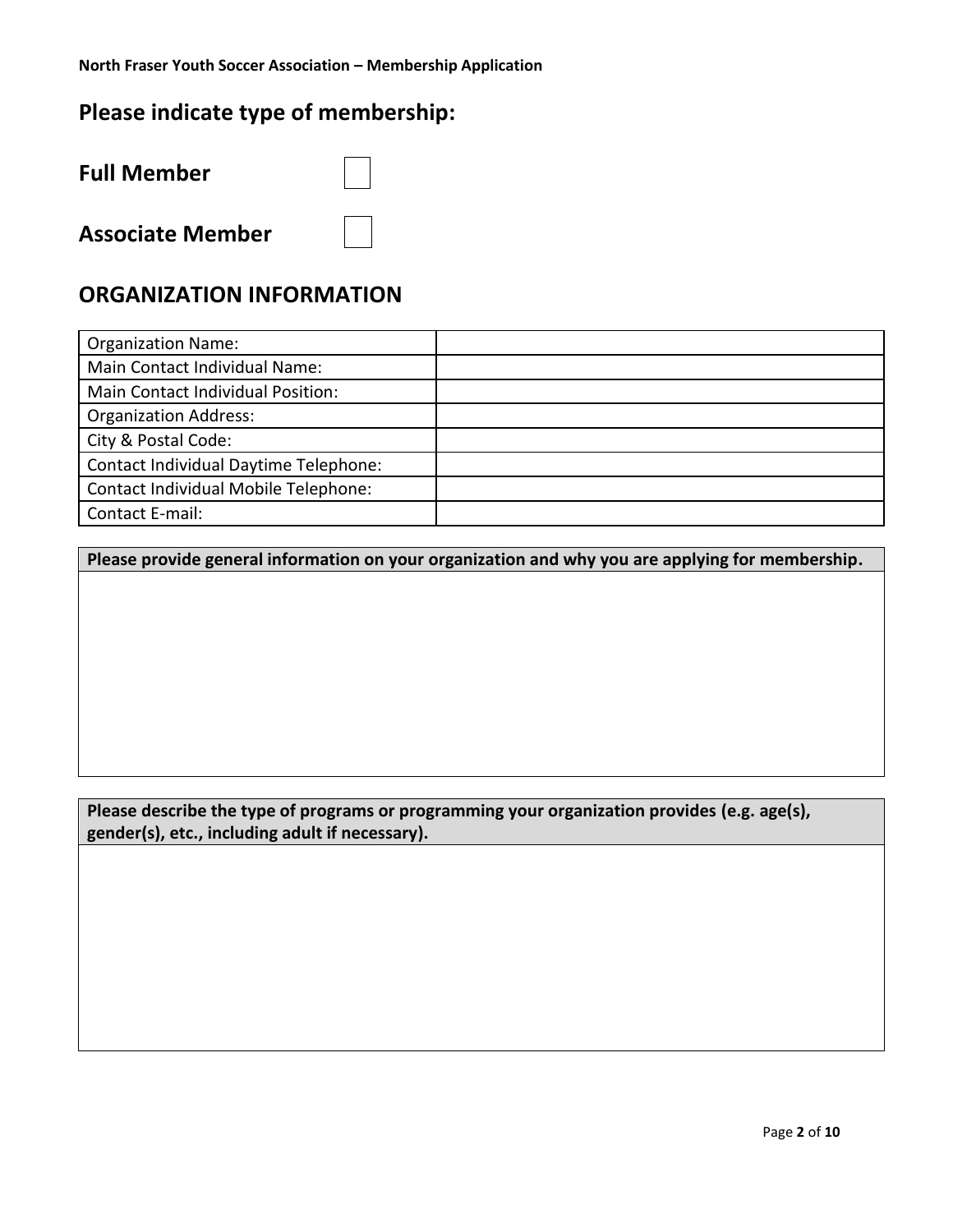## Please indicate type of membership:

**Full Member** ☐

**Associate Member** ☐

## ORGANIZATION INFORMATION

| | |
|---|---|
| Organization Name: | |
| Main Contact Individual Name: | |
| Main Contact Individual Position: | |
| Organization Address: | |
| City & Postal Code: | |
| Contact Individual Daytime Telephone: | |
| Contact Individual Mobile Telephone: | |
| Contact E-mail: | |

| **Please provide general information on your organization and why you are applying for membership.** |
|---|
| |

| **Please describe the type of programs or programming your organization provides (e.g. age(s), gender(s), etc., including adult if necessary).** |
|---|
| |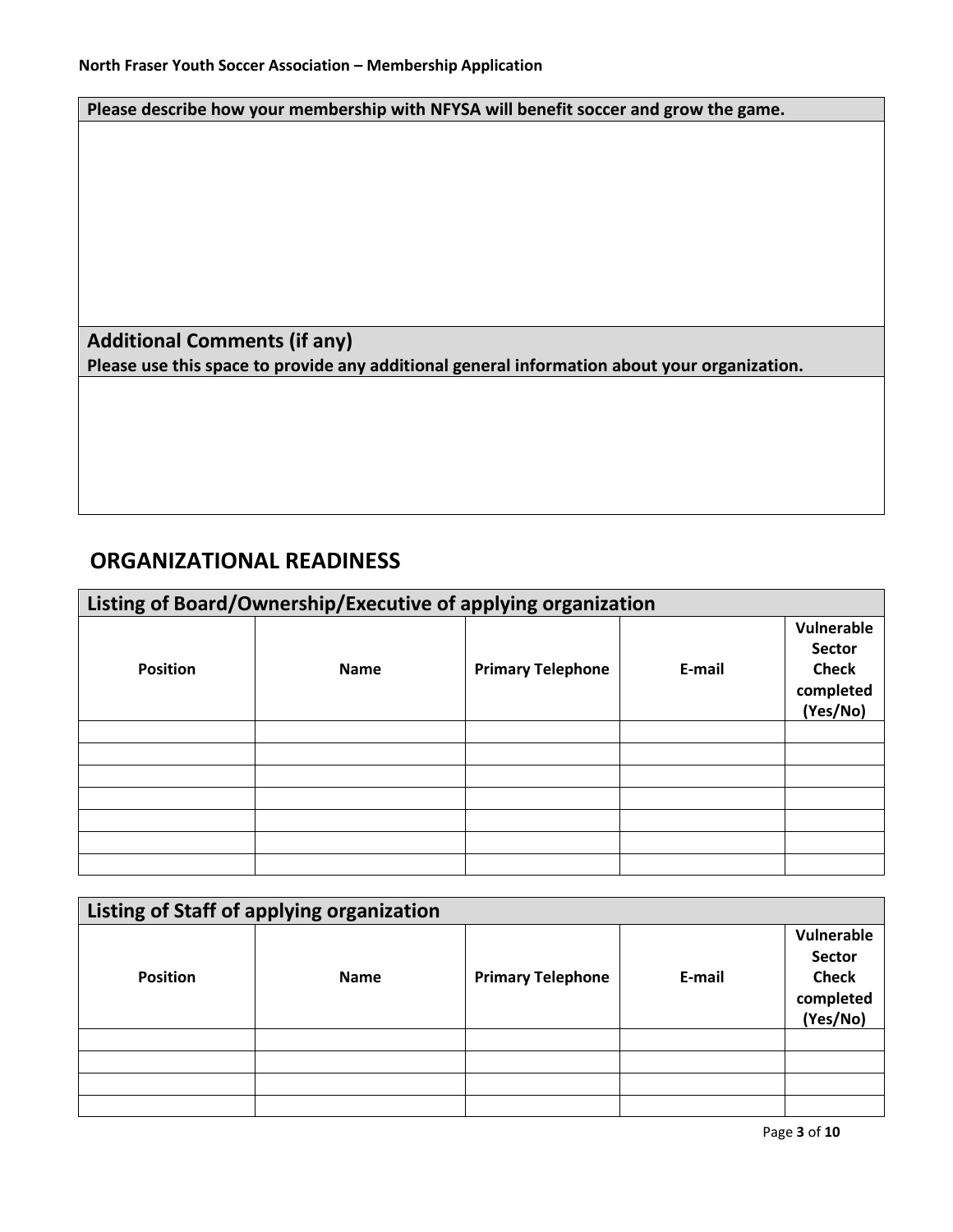**Please describe how your membership with NFYSA will benefit soccer and grow the game.**

**Additional Comments (if any)**

**Please use this space to provide any additional general information about your organization.**

## ORGANIZATIONAL READINESS

| Listing of Board/Ownership/Executive of applying organization | | | | |
|---|---|---|---|---|
| **Position** | **Name** | **Primary Telephone** | **E-mail** | **Vulnerable Sector Check completed (Yes/No)** |
| | | | | |
| | | | | |
| | | | | |
| | | | | |
| | | | | |
| | | | | |
| | | | | |

| Listing of Staff of applying organization | | | | |
|---|---|---|---|---|
| **Position** | **Name** | **Primary Telephone** | **E-mail** | **Vulnerable Sector Check completed (Yes/No)** |
| | | | | |
| | | | | |
| | | | | |
| | | | | |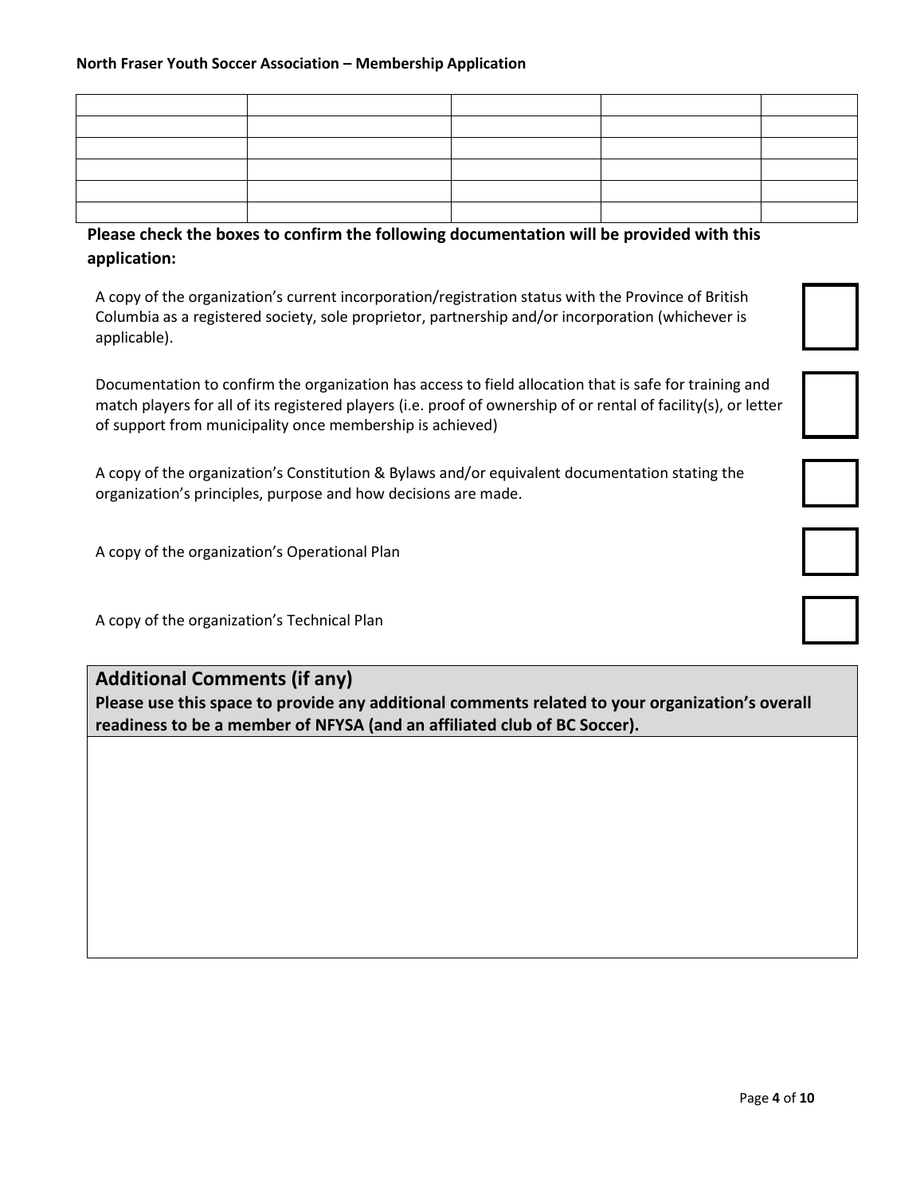|  |  |  |  |  |
|---|---|---|---|---|
|  |  |  |  |  |
|  |  |  |  |  |
|  |  |  |  |  |
|  |  |  |  |  |
|  |  |  |  |  |

**Please check the boxes to confirm the following documentation will be provided with this application:**

A copy of the organization's current incorporation/registration status with the Province of British Columbia as a registered society, sole proprietor, partnership and/or incorporation (whichever is applicable). ☐

Documentation to confirm the organization has access to field allocation that is safe for training and match players for all of its registered players (i.e. proof of ownership of or rental of facility(s), or letter of support from municipality once membership is achieved) ☐

A copy of the organization's Constitution & Bylaws and/or equivalent documentation stating the organization's principles, purpose and how decisions are made. ☐

A copy of the organization's Operational Plan ☐

A copy of the organization's Technical Plan ☐

## Additional Comments (if any)

**Please use this space to provide any additional comments related to your organization's overall readiness to be a member of NFYSA (and an affiliated club of BC Soccer).**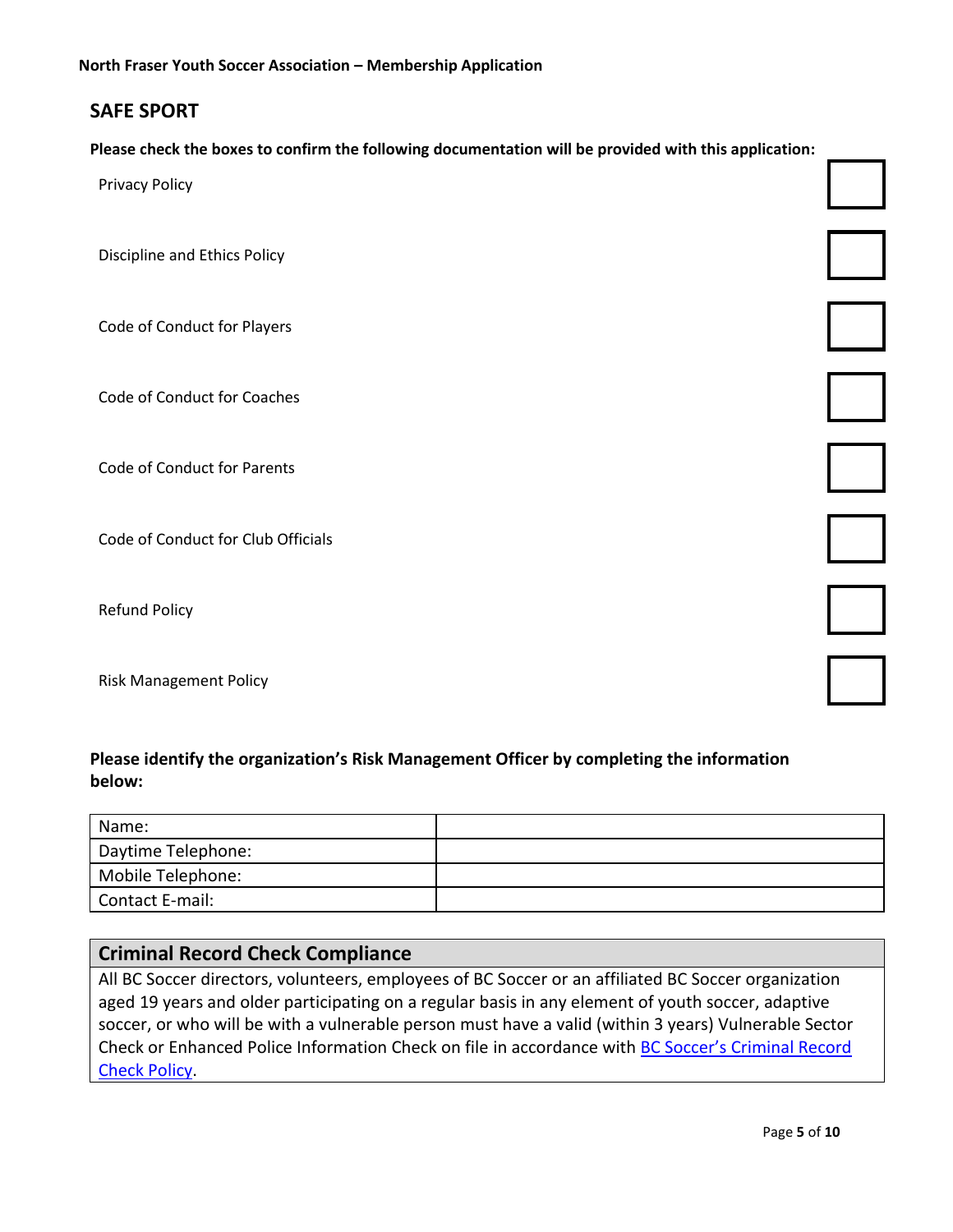## SAFE SPORT

**Please check the boxes to confirm the following documentation will be provided with this application:**

| Document | |
|---|---|
| Privacy Policy | ☐ |
| Discipline and Ethics Policy | ☐ |
| Code of Conduct for Players | ☐ |
| Code of Conduct for Coaches | ☐ |
| Code of Conduct for Parents | ☐ |
| Code of Conduct for Club Officials | ☐ |
| Refund Policy | ☐ |
| Risk Management Policy | ☐ |

**Please identify the organization's Risk Management Officer by completing the information below:**

| | |
|---|---|
| Name: | |
| Daytime Telephone: | |
| Mobile Telephone: | |
| Contact E-mail: | |

### Criminal Record Check Compliance

All BC Soccer directors, volunteers, employees of BC Soccer or an affiliated BC Soccer organization aged 19 years and older participating on a regular basis in any element of youth soccer, adaptive soccer, or who will be with a vulnerable person must have a valid (within 3 years) Vulnerable Sector Check or Enhanced Police Information Check on file in accordance with BC Soccer's Criminal Record Check Policy.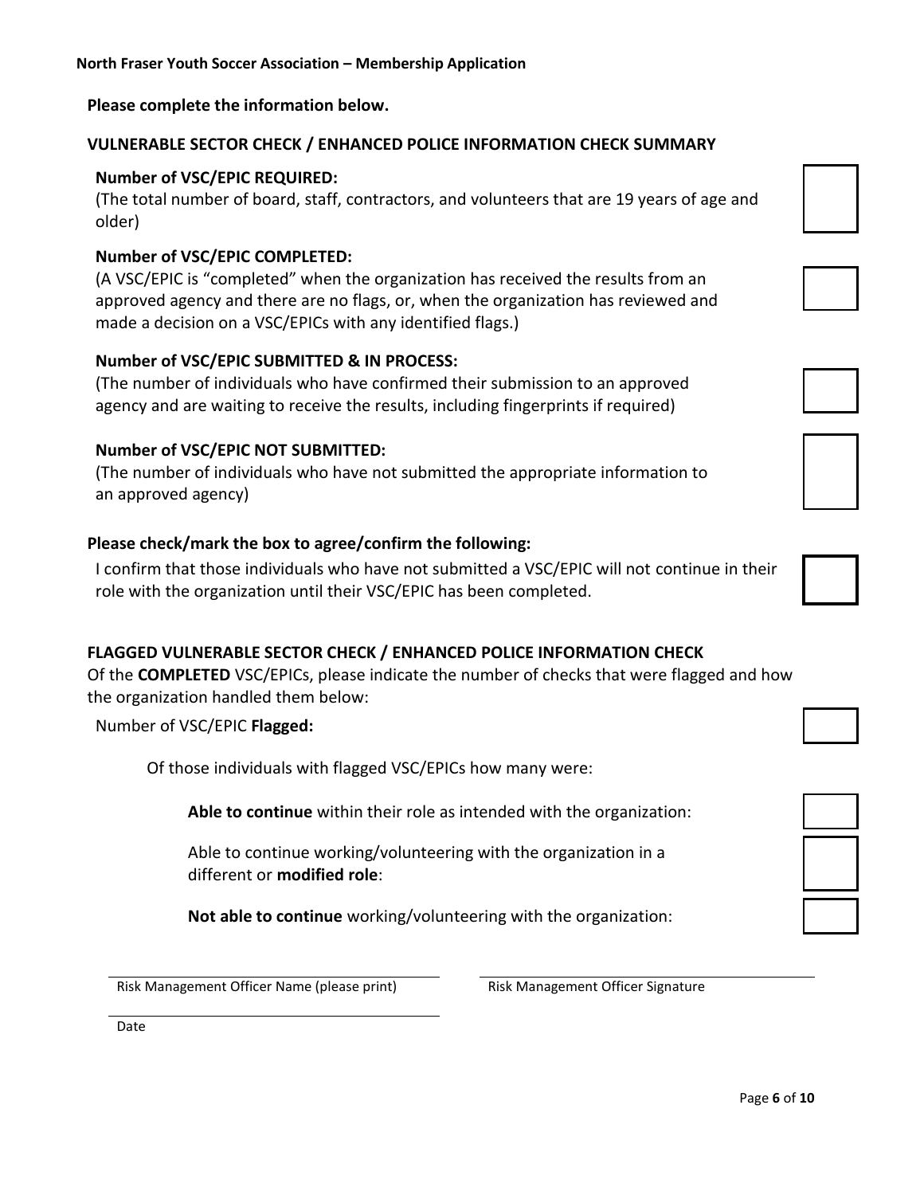Please complete the information below.

## VULNERABLE SECTOR CHECK / ENHANCED POLICE INFORMATION CHECK SUMMARY

**Number of VSC/EPIC REQUIRED:**
(The total number of board, staff, contractors, and volunteers that are 19 years of age and older)

**Number of VSC/EPIC COMPLETED:**
(A VSC/EPIC is "completed" when the organization has received the results from an approved agency and there are no flags, or, when the organization has reviewed and made a decision on a VSC/EPICs with any identified flags.)

**Number of VSC/EPIC SUBMITTED & IN PROCESS:**
(The number of individuals who have confirmed their submission to an approved agency and are waiting to receive the results, including fingerprints if required)

**Number of VSC/EPIC NOT SUBMITTED:**
(The number of individuals who have not submitted the appropriate information to an approved agency)

**Please check/mark the box to agree/confirm the following:**

I confirm that those individuals who have not submitted a VSC/EPIC will not continue in their role with the organization until their VSC/EPIC has been completed.

## FLAGGED VULNERABLE SECTOR CHECK / ENHANCED POLICE INFORMATION CHECK

Of the **COMPLETED** VSC/EPICs, please indicate the number of checks that were flagged and how the organization handled them below:

Number of VSC/EPIC **Flagged:**

Of those individuals with flagged VSC/EPICs how many were:

**Able to continue** within their role as intended with the organization:

Able to continue working/volunteering with the organization in a different or **modified role**:

**Not able to continue** working/volunteering with the organization:

Risk Management Officer Name (please print)

Risk Management Officer Signature

Date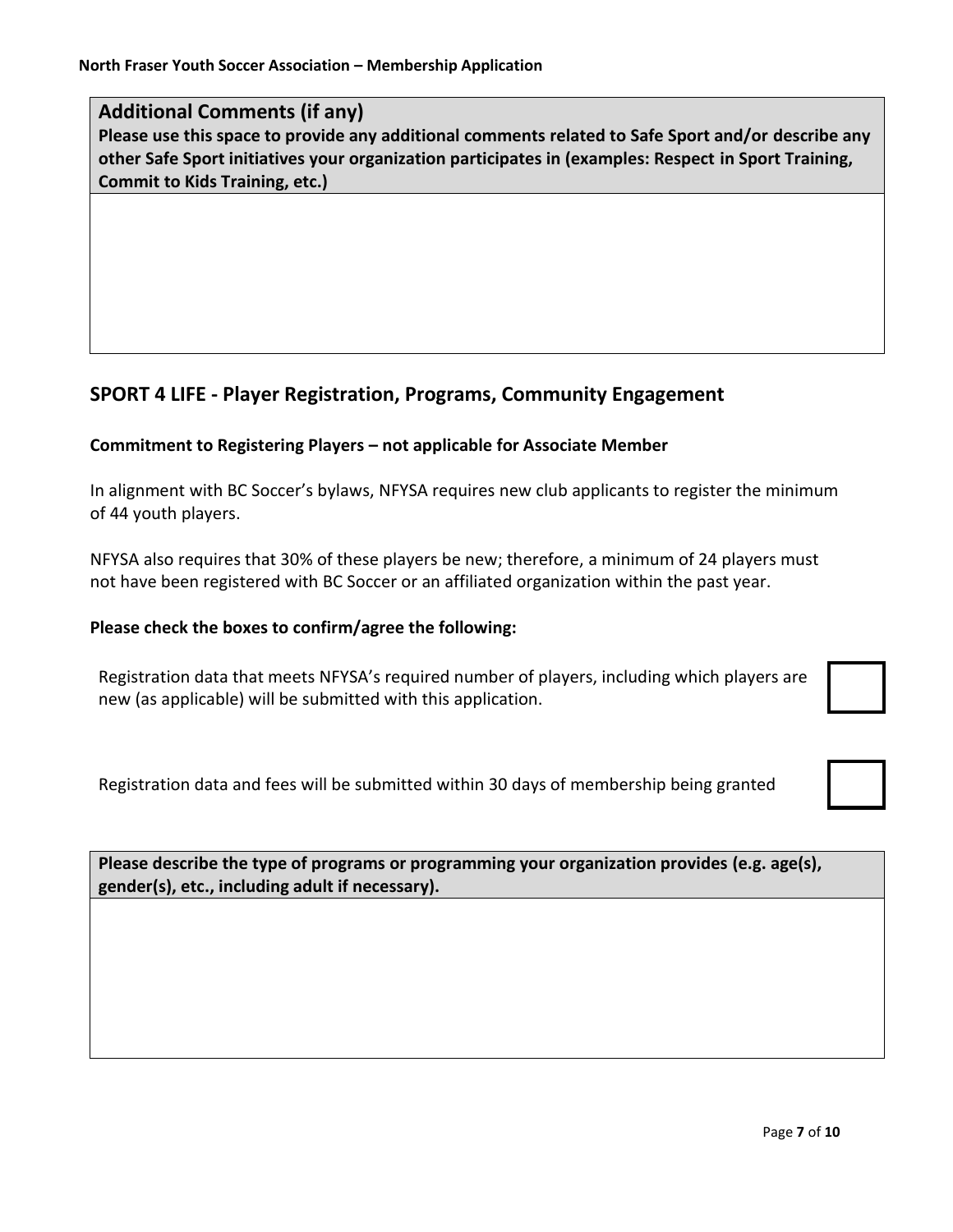**Additional Comments (if any)**

**Please use this space to provide any additional comments related to Safe Sport and/or describe any other Safe Sport initiatives your organization participates in (examples: Respect in Sport Training, Commit to Kids Training, etc.)**

## SPORT 4 LIFE - Player Registration, Programs, Community Engagement

**Commitment to Registering Players – not applicable for Associate Member**

In alignment with BC Soccer's bylaws, NFYSA requires new club applicants to register the minimum of 44 youth players.

NFYSA also requires that 30% of these players be new; therefore, a minimum of 24 players must not have been registered with BC Soccer or an affiliated organization within the past year.

**Please check the boxes to confirm/agree the following:**

- [ ] Registration data that meets NFYSA's required number of players, including which players are new (as applicable) will be submitted with this application.
- [ ] Registration data and fees will be submitted within 30 days of membership being granted

**Please describe the type of programs or programming your organization provides (e.g. age(s), gender(s), etc., including adult if necessary).**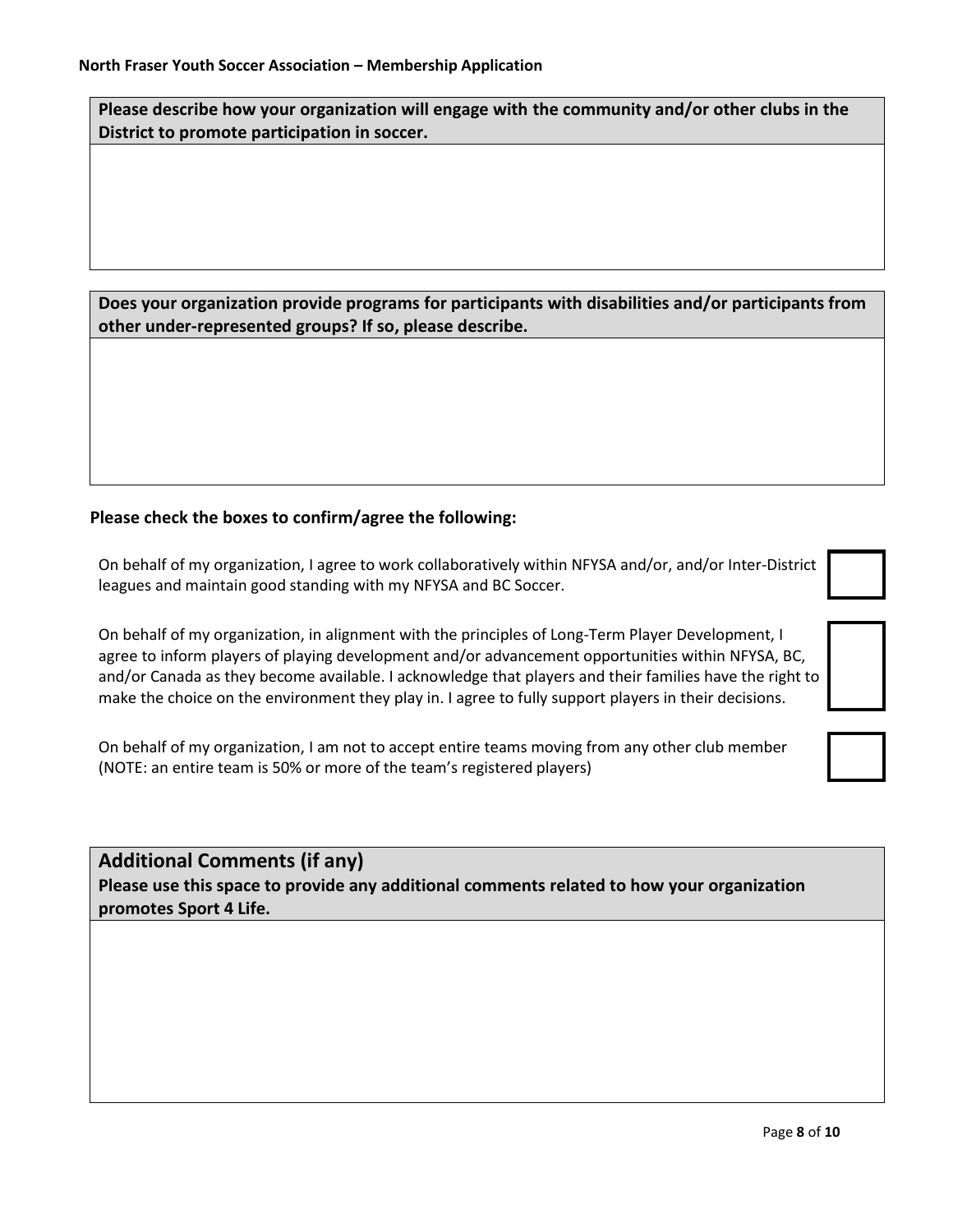**Please describe how your organization will engage with the community and/or other clubs in the District to promote participation in soccer.**

**Does your organization provide programs for participants with disabilities and/or participants from other under-represented groups? If so, please describe.**

**Please check the boxes to confirm/agree the following:**

- [ ] On behalf of my organization, I agree to work collaboratively within NFYSA and/or, and/or Inter-District leagues and maintain good standing with my NFYSA and BC Soccer.
- [ ] On behalf of my organization, in alignment with the principles of Long-Term Player Development, I agree to inform players of playing development and/or advancement opportunities within NFYSA, BC, and/or Canada as they become available. I acknowledge that players and their families have the right to make the choice on the environment they play in. I agree to fully support players in their decisions.
- [ ] On behalf of my organization, I am not to accept entire teams moving from any other club member (NOTE: an entire team is 50% or more of the team's registered players)

## Additional Comments (if any)

**Please use this space to provide any additional comments related to how your organization promotes Sport 4 Life.**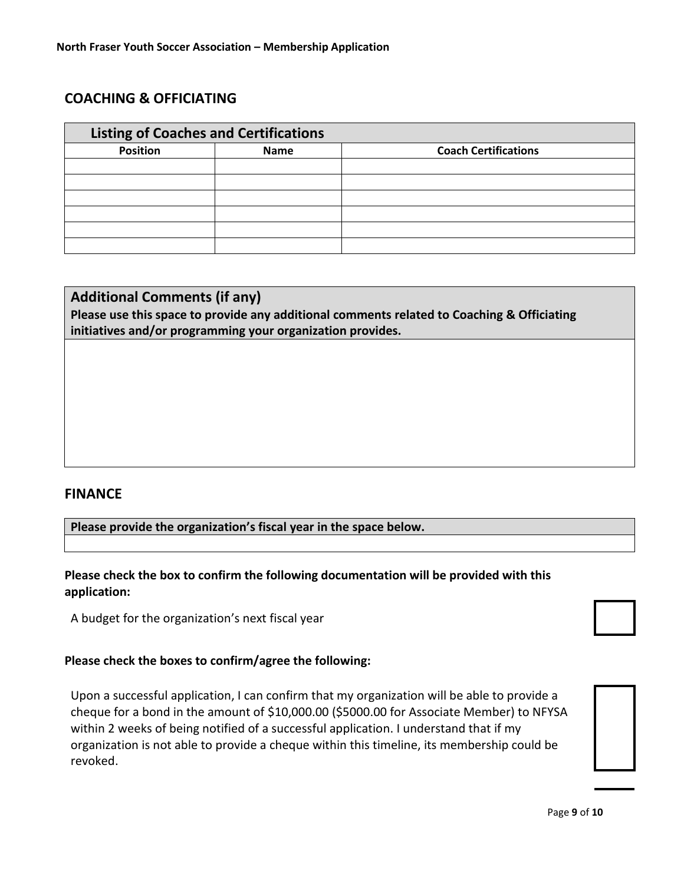## COACHING & OFFICIATING

| Listing of Coaches and Certifications | | |
|---|---|---|
| **Position** | **Name** | **Coach Certifications** |
| | | |
| | | |
| | | |
| | | |
| | | |
| | | |

| **Additional Comments (if any)**<br>**Please use this space to provide any additional comments related to Coaching & Officiating initiatives and/or programming your organization provides.** |
|---|
| |

## FINANCE

| **Please provide the organization's fiscal year in the space below.** |
|---|
| |

**Please check the box to confirm the following documentation will be provided with this application:**

A budget for the organization's next fiscal year ☐

**Please check the boxes to confirm/agree the following:**

Upon a successful application, I can confirm that my organization will be able to provide a cheque for a bond in the amount of $10,000.00 ($5000.00 for Associate Member) to NFYSA within 2 weeks of being notified of a successful application. I understand that if my organization is not able to provide a cheque within this timeline, its membership could be revoked. ☐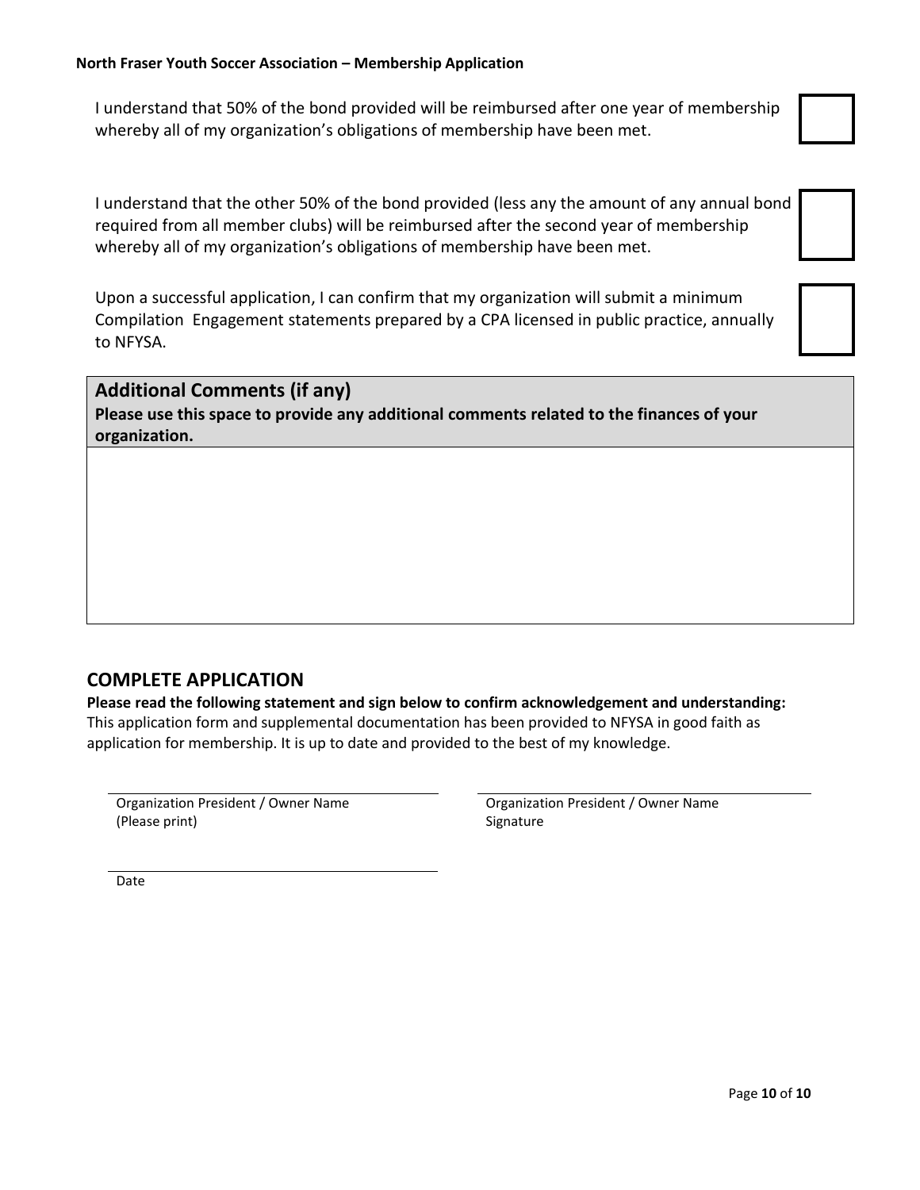I understand that 50% of the bond provided will be reimbursed after one year of membership whereby all of my organization's obligations of membership have been met. ☐

I understand that the other 50% of the bond provided (less any the amount of any annual bond required from all member clubs) will be reimbursed after the second year of membership whereby all of my organization's obligations of membership have been met. ☐

Upon a successful application, I can confirm that my organization will submit a minimum Compilation  Engagement statements prepared by a CPA licensed in public practice, annually to NFYSA. ☐

## Additional Comments (if any)

**Please use this space to provide any additional comments related to the finances of your organization.**

## COMPLETE APPLICATION

**Please read the following statement and sign below to confirm acknowledgement and understanding:**
This application form and supplemental documentation has been provided to NFYSA in good faith as application for membership. It is up to date and provided to the best of my knowledge.

______________________________
Organization President / Owner Name
(Please print)

______________________________
Organization President / Owner Name
Signature

______________________________
Date